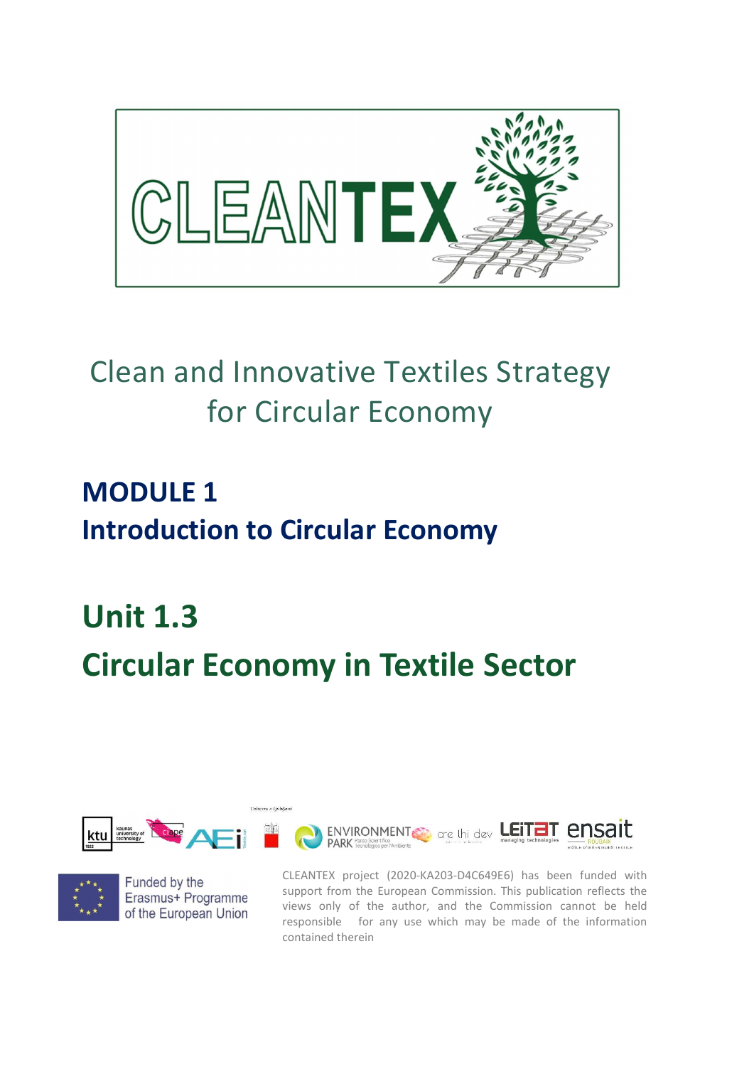# CLEANTEX

Clean and Innovative Textiles Strategy for Circular Economy

## MODULE 1
## Introduction to Circular Economy

# Unit 1.3
# Circular Economy in Textile Sector

Funded by the Erasmus+ Programme of the European Union

CLEANTEX project (2020-KA203-D4C649E6) has been funded with support from the European Commission. This publication reflects the views only of the author, and the Commission cannot be held responsible for any use which may be made of the information contained therein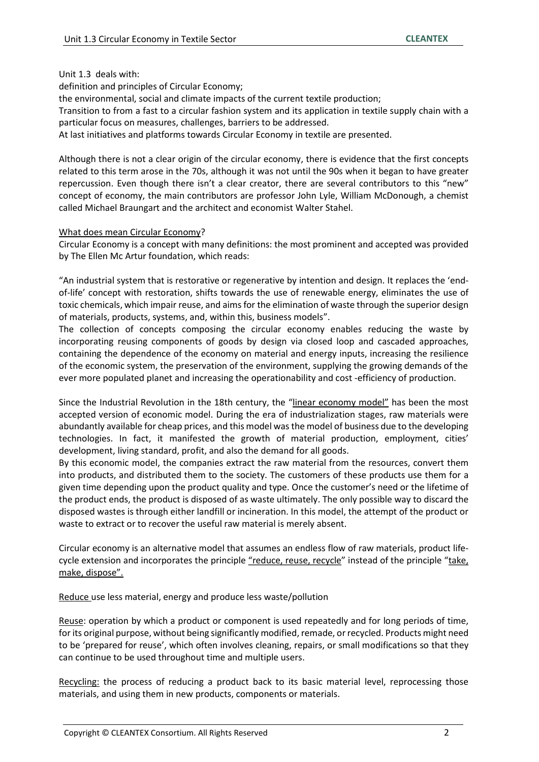Unit 1.3 deals with:

definition and principles of Circular Economy;

the environmental, social and climate impacts of the current textile production;

Transition to from a fast to a circular fashion system and its application in textile supply chain with a particular focus on measures, challenges, barriers to be addressed.

At last initiatives and platforms towards Circular Economy in textile are presented.

Although there is not a clear origin of the circular economy, there is evidence that the first concepts related to this term arose in the 70s, although it was not until the 90s when it began to have greater repercussion. Even though there isn't a clear creator, there are several contributors to this "new" concept of economy, the main contributors are professor John Lyle, William McDonough, a chemist called Michael Braungart and the architect and economist Walter Stahel.

<u>What does mean Circular Economy</u>?

Circular Economy is a concept with many definitions: the most prominent and accepted was provided by The Ellen Mc Artur foundation, which reads:

"An industrial system that is restorative or regenerative by intention and design. It replaces the 'end-of-life' concept with restoration, shifts towards the use of renewable energy, eliminates the use of toxic chemicals, which impair reuse, and aims for the elimination of waste through the superior design of materials, products, systems, and, within this, business models".

The collection of concepts composing the circular economy enables reducing the waste by incorporating reusing components of goods by design via closed loop and cascaded approaches, containing the dependence of the economy on material and energy inputs, increasing the resilience of the economic system, the preservation of the environment, supplying the growing demands of the ever more populated planet and increasing the operationability and cost -efficiency of production.

Since the Industrial Revolution in the 18th century, the "<u>linear economy model</u>" has been the most accepted version of economic model. During the era of industrialization stages, raw materials were abundantly available for cheap prices, and this model was the model of business due to the developing technologies. In fact, it manifested the growth of material production, employment, cities' development, living standard, profit, and also the demand for all goods.

By this economic model, the companies extract the raw material from the resources, convert them into products, and distributed them to the society. The customers of these products use them for a given time depending upon the product quality and type. Once the customer's need or the lifetime of the product ends, the product is disposed of as waste ultimately. The only possible way to discard the disposed wastes is through either landfill or incineration. In this model, the attempt of the product or waste to extract or to recover the useful raw material is merely absent.

Circular economy is an alternative model that assumes an endless flow of raw materials, product life-cycle extension and incorporates the principle <u>"reduce, reuse, recycle</u>" instead of the principle "<u>take, make, dispose".</u>

<u>Reduce</u> use less material, energy and produce less waste/pollution

<u>Reuse</u>: operation by which a product or component is used repeatedly and for long periods of time, for its original purpose, without being significantly modified, remade, or recycled. Products might need to be 'prepared for reuse', which often involves cleaning, repairs, or small modifications so that they can continue to be used throughout time and multiple users.

<u>Recycling:</u> the process of reducing a product back to its basic material level, reprocessing those materials, and using them in new products, components or materials.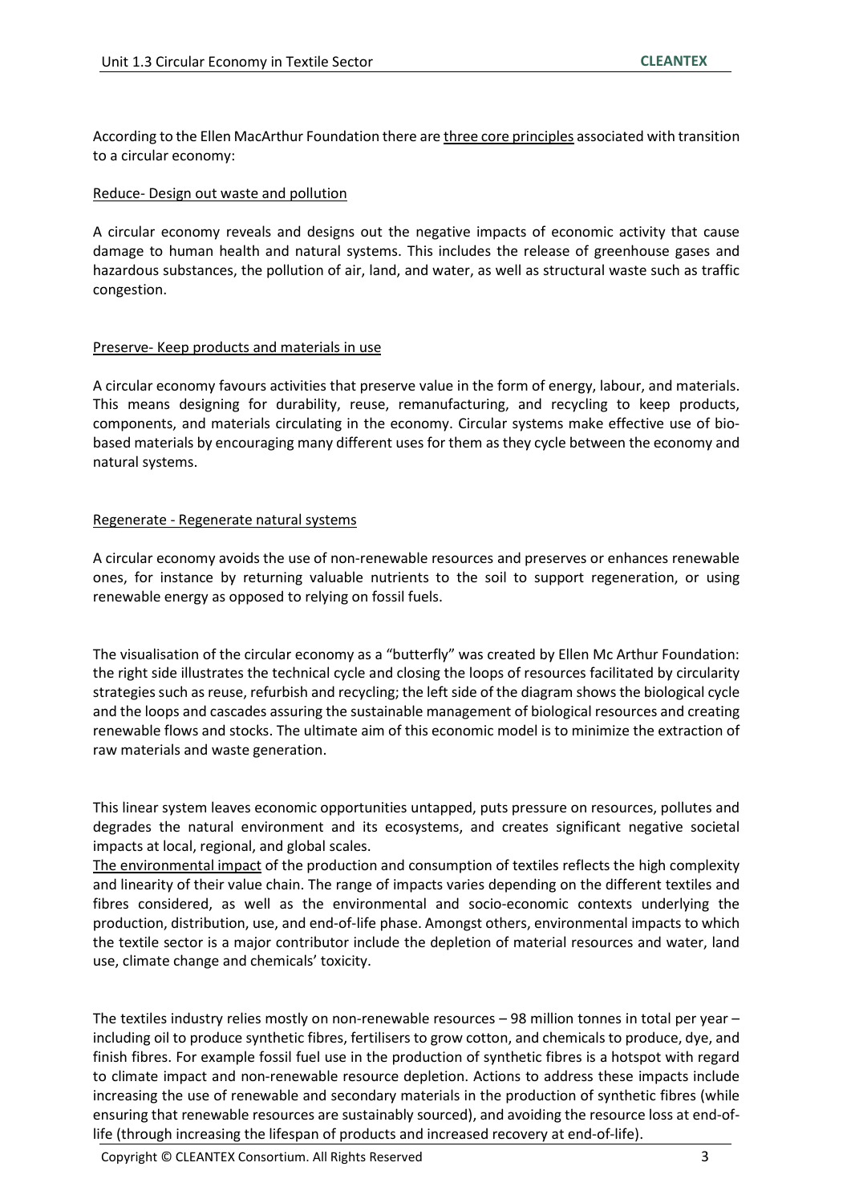According to the Ellen MacArthur Foundation there are three core principles associated with transition to a circular economy:

Reduce- Design out waste and pollution

A circular economy reveals and designs out the negative impacts of economic activity that cause damage to human health and natural systems. This includes the release of greenhouse gases and hazardous substances, the pollution of air, land, and water, as well as structural waste such as traffic congestion.

Preserve- Keep products and materials in use

A circular economy favours activities that preserve value in the form of energy, labour, and materials. This means designing for durability, reuse, remanufacturing, and recycling to keep products, components, and materials circulating in the economy. Circular systems make effective use of bio-based materials by encouraging many different uses for them as they cycle between the economy and natural systems.

Regenerate - Regenerate natural systems

A circular economy avoids the use of non-renewable resources and preserves or enhances renewable ones, for instance by returning valuable nutrients to the soil to support regeneration, or using renewable energy as opposed to relying on fossil fuels.

The visualisation of the circular economy as a "butterfly" was created by Ellen Mc Arthur Foundation: the right side illustrates the technical cycle and closing the loops of resources facilitated by circularity strategies such as reuse, refurbish and recycling; the left side of the diagram shows the biological cycle and the loops and cascades assuring the sustainable management of biological resources and creating renewable flows and stocks. The ultimate aim of this economic model is to minimize the extraction of raw materials and waste generation.

This linear system leaves economic opportunities untapped, puts pressure on resources, pollutes and degrades the natural environment and its ecosystems, and creates significant negative societal impacts at local, regional, and global scales.

The environmental impact of the production and consumption of textiles reflects the high complexity and linearity of their value chain. The range of impacts varies depending on the different textiles and fibres considered, as well as the environmental and socio-economic contexts underlying the production, distribution, use, and end-of-life phase. Amongst others, environmental impacts to which the textile sector is a major contributor include the depletion of material resources and water, land use, climate change and chemicals' toxicity.

The textiles industry relies mostly on non-renewable resources – 98 million tonnes in total per year – including oil to produce synthetic fibres, fertilisers to grow cotton, and chemicals to produce, dye, and finish fibres. For example fossil fuel use in the production of synthetic fibres is a hotspot with regard to climate impact and non-renewable resource depletion. Actions to address these impacts include increasing the use of renewable and secondary materials in the production of synthetic fibres (while ensuring that renewable resources are sustainably sourced), and avoiding the resource loss at end-of-life (through increasing the lifespan of products and increased recovery at end-of-life).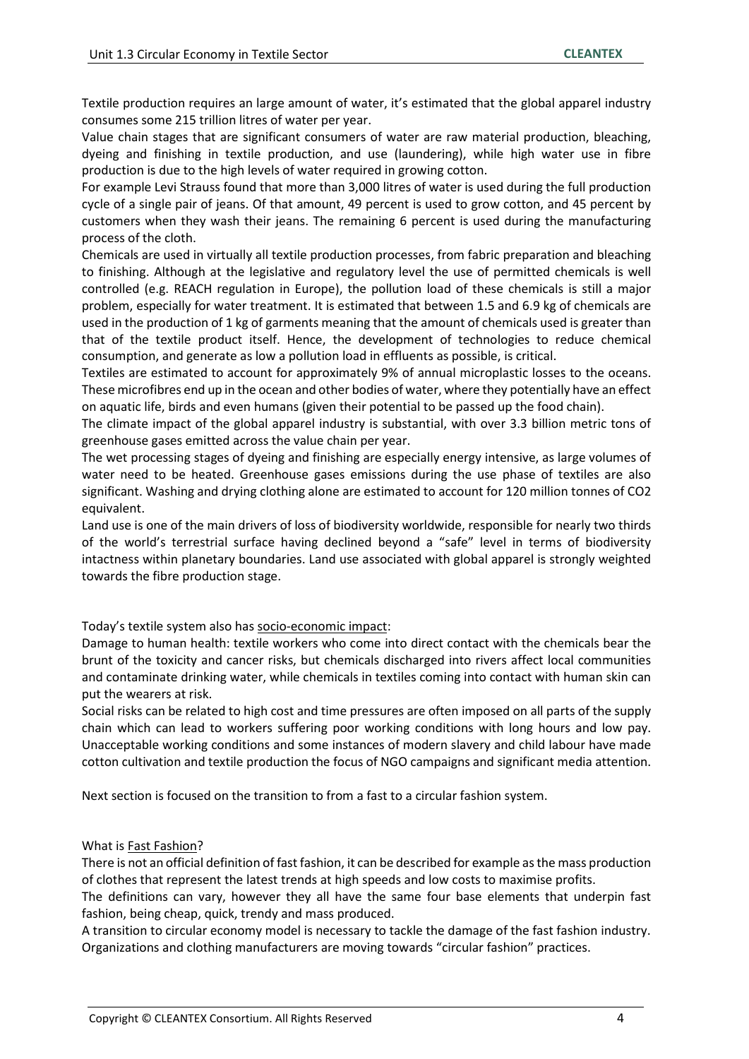Textile production requires an large amount of water, it's estimated that the global apparel industry consumes some 215 trillion litres of water per year.

Value chain stages that are significant consumers of water are raw material production, bleaching, dyeing and finishing in textile production, and use (laundering), while high water use in fibre production is due to the high levels of water required in growing cotton.

For example Levi Strauss found that more than 3,000 litres of water is used during the full production cycle of a single pair of jeans. Of that amount, 49 percent is used to grow cotton, and 45 percent by customers when they wash their jeans. The remaining 6 percent is used during the manufacturing process of the cloth.

Chemicals are used in virtually all textile production processes, from fabric preparation and bleaching to finishing. Although at the legislative and regulatory level the use of permitted chemicals is well controlled (e.g. REACH regulation in Europe), the pollution load of these chemicals is still a major problem, especially for water treatment. It is estimated that between 1.5 and 6.9 kg of chemicals are used in the production of 1 kg of garments meaning that the amount of chemicals used is greater than that of the textile product itself. Hence, the development of technologies to reduce chemical consumption, and generate as low a pollution load in effluents as possible, is critical.

Textiles are estimated to account for approximately 9% of annual microplastic losses to the oceans. These microfibres end up in the ocean and other bodies of water, where they potentially have an effect on aquatic life, birds and even humans (given their potential to be passed up the food chain).

The climate impact of the global apparel industry is substantial, with over 3.3 billion metric tons of greenhouse gases emitted across the value chain per year.

The wet processing stages of dyeing and finishing are especially energy intensive, as large volumes of water need to be heated. Greenhouse gases emissions during the use phase of textiles are also significant. Washing and drying clothing alone are estimated to account for 120 million tonnes of $CO_2$ equivalent.

Land use is one of the main drivers of loss of biodiversity worldwide, responsible for nearly two thirds of the world's terrestrial surface having declined beyond a "safe" level in terms of biodiversity intactness within planetary boundaries. Land use associated with global apparel is strongly weighted towards the fibre production stage.

Today's textile system also has socio-economic impact:

Damage to human health: textile workers who come into direct contact with the chemicals bear the brunt of the toxicity and cancer risks, but chemicals discharged into rivers affect local communities and contaminate drinking water, while chemicals in textiles coming into contact with human skin can put the wearers at risk.

Social risks can be related to high cost and time pressures are often imposed on all parts of the supply chain which can lead to workers suffering poor working conditions with long hours and low pay. Unacceptable working conditions and some instances of modern slavery and child labour have made cotton cultivation and textile production the focus of NGO campaigns and significant media attention.

Next section is focused on the transition to from a fast to a circular fashion system.

What is Fast Fashion?

There is not an official definition of fast fashion, it can be described for example as the mass production of clothes that represent the latest trends at high speeds and low costs to maximise profits.

The definitions can vary, however they all have the same four base elements that underpin fast fashion, being cheap, quick, trendy and mass produced.

A transition to circular economy model is necessary to tackle the damage of the fast fashion industry. Organizations and clothing manufacturers are moving towards "circular fashion" practices.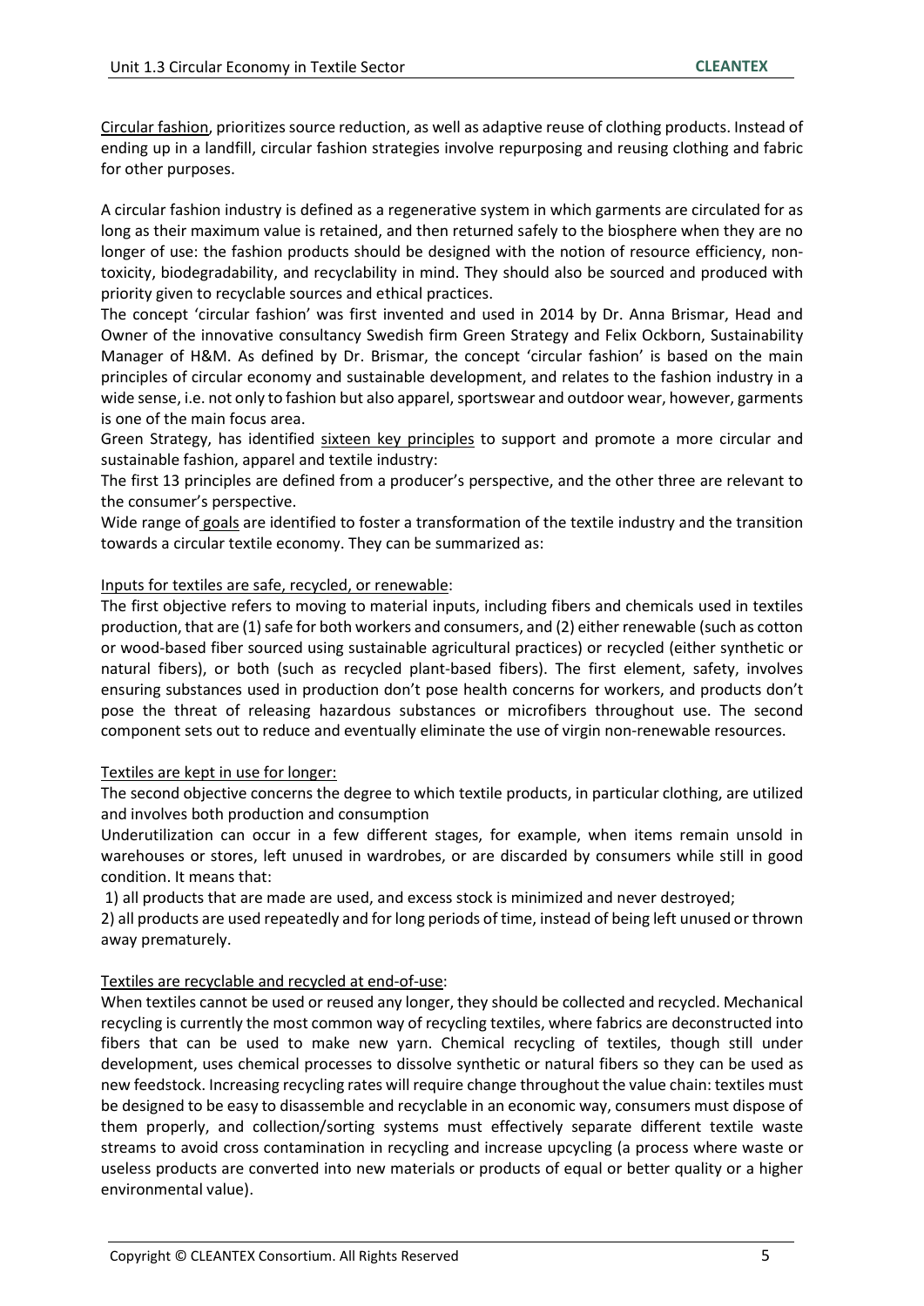Circular fashion, prioritizes source reduction, as well as adaptive reuse of clothing products. Instead of ending up in a landfill, circular fashion strategies involve repurposing and reusing clothing and fabric for other purposes.

A circular fashion industry is defined as a regenerative system in which garments are circulated for as long as their maximum value is retained, and then returned safely to the biosphere when they are no longer of use: the fashion products should be designed with the notion of resource efficiency, non-toxicity, biodegradability, and recyclability in mind. They should also be sourced and produced with priority given to recyclable sources and ethical practices.

The concept 'circular fashion' was first invented and used in 2014 by Dr. Anna Brismar, Head and Owner of the innovative consultancy Swedish firm Green Strategy and Felix Ockborn, Sustainability Manager of H&M. As defined by Dr. Brismar, the concept 'circular fashion' is based on the main principles of circular economy and sustainable development, and relates to the fashion industry in a wide sense, i.e. not only to fashion but also apparel, sportswear and outdoor wear, however, garments is one of the main focus area.

Green Strategy, has identified sixteen key principles to support and promote a more circular and sustainable fashion, apparel and textile industry:

The first 13 principles are defined from a producer's perspective, and the other three are relevant to the consumer's perspective.

Wide range of goals are identified to foster a transformation of the textile industry and the transition towards a circular textile economy. They can be summarized as:

Inputs for textiles are safe, recycled, or renewable:

The first objective refers to moving to material inputs, including fibers and chemicals used in textiles production, that are (1) safe for both workers and consumers, and (2) either renewable (such as cotton or wood-based fiber sourced using sustainable agricultural practices) or recycled (either synthetic or natural fibers), or both (such as recycled plant-based fibers). The first element, safety, involves ensuring substances used in production don't pose health concerns for workers, and products don't pose the threat of releasing hazardous substances or microfibers throughout use. The second component sets out to reduce and eventually eliminate the use of virgin non-renewable resources.

Textiles are kept in use for longer:

The second objective concerns the degree to which textile products, in particular clothing, are utilized and involves both production and consumption

Underutilization can occur in a few different stages, for example, when items remain unsold in warehouses or stores, left unused in wardrobes, or are discarded by consumers while still in good condition. It means that:

1) all products that are made are used, and excess stock is minimized and never destroyed;

2) all products are used repeatedly and for long periods of time, instead of being left unused or thrown away prematurely.

Textiles are recyclable and recycled at end-of-use:

When textiles cannot be used or reused any longer, they should be collected and recycled. Mechanical recycling is currently the most common way of recycling textiles, where fabrics are deconstructed into fibers that can be used to make new yarn. Chemical recycling of textiles, though still under development, uses chemical processes to dissolve synthetic or natural fibers so they can be used as new feedstock. Increasing recycling rates will require change throughout the value chain: textiles must be designed to be easy to disassemble and recyclable in an economic way, consumers must dispose of them properly, and collection/sorting systems must effectively separate different textile waste streams to avoid cross contamination in recycling and increase upcycling (a process where waste or useless products are converted into new materials or products of equal or better quality or a higher environmental value).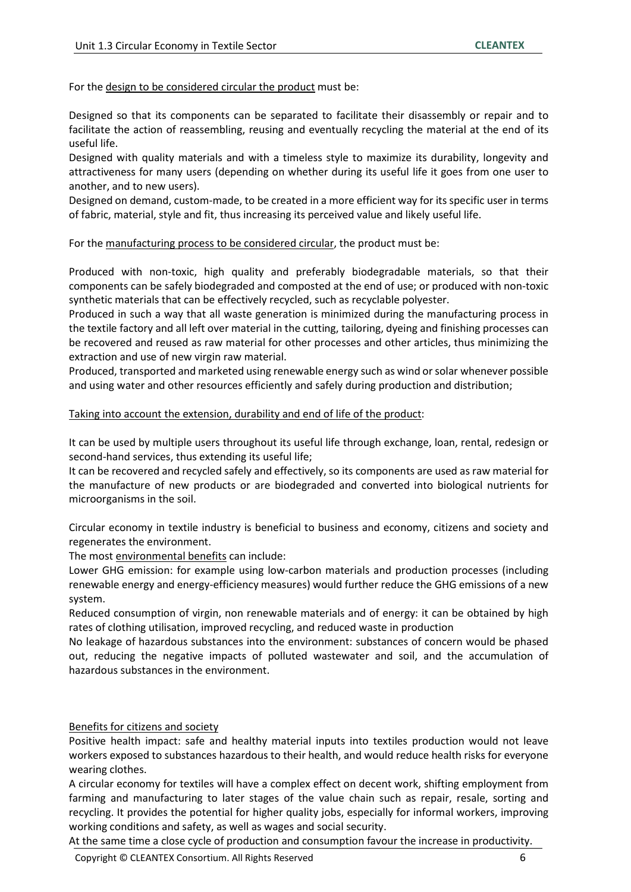For the <u>design to be considered circular the product</u> must be:

Designed so that its components can be separated to facilitate their disassembly or repair and to facilitate the action of reassembling, reusing and eventually recycling the material at the end of its useful life.
Designed with quality materials and with a timeless style to maximize its durability, longevity and attractiveness for many users (depending on whether during its useful life it goes from one user to another, and to new users).
Designed on demand, custom-made, to be created in a more efficient way for its specific user in terms of fabric, material, style and fit, thus increasing its perceived value and likely useful life.

For the <u>manufacturing process to be considered circular</u>, the product must be:

Produced with non-toxic, high quality and preferably biodegradable materials, so that their components can be safely biodegraded and composted at the end of use; or produced with non-toxic synthetic materials that can be effectively recycled, such as recyclable polyester.
Produced in such a way that all waste generation is minimized during the manufacturing process in the textile factory and all left over material in the cutting, tailoring, dyeing and finishing processes can be recovered and reused as raw material for other processes and other articles, thus minimizing the extraction and use of new virgin raw material.
Produced, transported and marketed using renewable energy such as wind or solar whenever possible and using water and other resources efficiently and safely during production and distribution;

<u>Taking into account the extension, durability and end of life of the product</u>:

It can be used by multiple users throughout its useful life through exchange, loan, rental, redesign or second-hand services, thus extending its useful life;
It can be recovered and recycled safely and effectively, so its components are used as raw material for the manufacture of new products or are biodegraded and converted into biological nutrients for microorganisms in the soil.

Circular economy in textile industry is beneficial to business and economy, citizens and society and regenerates the environment.
The most <u>environmental benefits</u> can include:
Lower GHG emission: for example using low-carbon materials and production processes (including renewable energy and energy-efficiency measures) would further reduce the GHG emissions of a new system.
Reduced consumption of virgin, non renewable materials and of energy: it can be obtained by high rates of clothing utilisation, improved recycling, and reduced waste in production
No leakage of hazardous substances into the environment: substances of concern would be phased out, reducing the negative impacts of polluted wastewater and soil, and the accumulation of hazardous substances in the environment.

<u>Benefits for citizens and society</u>
Positive health impact: safe and healthy material inputs into textiles production would not leave workers exposed to substances hazardous to their health, and would reduce health risks for everyone wearing clothes.
A circular economy for textiles will have a complex effect on decent work, shifting employment from farming and manufacturing to later stages of the value chain such as repair, resale, sorting and recycling. It provides the potential for higher quality jobs, especially for informal workers, improving working conditions and safety, as well as wages and social security.
At the same time a close cycle of production and consumption favour the increase in productivity.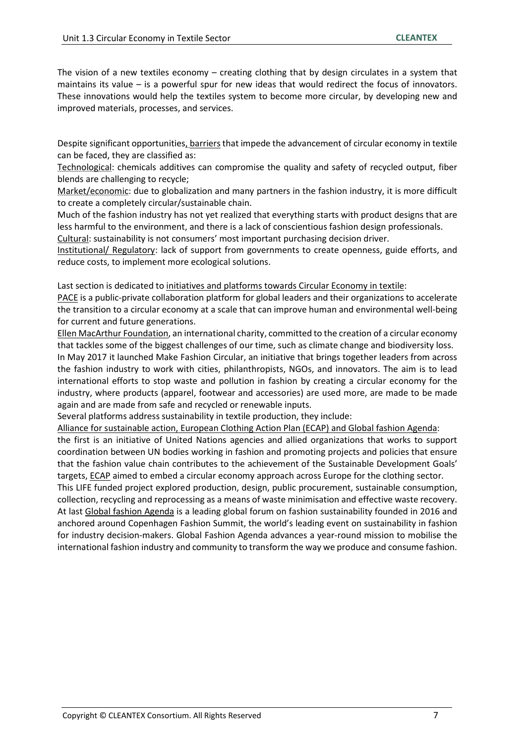The vision of a new textiles economy – creating clothing that by design circulates in a system that maintains its value – is a powerful spur for new ideas that would redirect the focus of innovators. These innovations would help the textiles system to become more circular, by developing new and improved materials, processes, and services.

Despite significant opportunities, barriers that impede the advancement of circular economy in textile can be faced, they are classified as:

Technological: chemicals additives can compromise the quality and safety of recycled output, fiber blends are challenging to recycle;

Market/economic: due to globalization and many partners in the fashion industry, it is more difficult to create a completely circular/sustainable chain.

Much of the fashion industry has not yet realized that everything starts with product designs that are less harmful to the environment, and there is a lack of conscientious fashion design professionals.

Cultural: sustainability is not consumers' most important purchasing decision driver.

Institutional/ Regulatory: lack of support from governments to create openness, guide efforts, and reduce costs, to implement more ecological solutions.

Last section is dedicated to initiatives and platforms towards Circular Economy in textile:

PACE is a public-private collaboration platform for global leaders and their organizations to accelerate the transition to a circular economy at a scale that can improve human and environmental well-being for current and future generations.

Ellen MacArthur Foundation, an international charity, committed to the creation of a circular economy that tackles some of the biggest challenges of our time, such as climate change and biodiversity loss.

In May 2017 it launched Make Fashion Circular, an initiative that brings together leaders from across the fashion industry to work with cities, philanthropists, NGOs, and innovators. The aim is to lead international efforts to stop waste and pollution in fashion by creating a circular economy for the industry, where products (apparel, footwear and accessories) are used more, are made to be made again and are made from safe and recycled or renewable inputs.

Several platforms address sustainability in textile production, they include:

Alliance for sustainable action, European Clothing Action Plan (ECAP) and Global fashion Agenda:

the first is an initiative of United Nations agencies and allied organizations that works to support coordination between UN bodies working in fashion and promoting projects and policies that ensure that the fashion value chain contributes to the achievement of the Sustainable Development Goals' targets, ECAP aimed to embed a circular economy approach across Europe for the clothing sector.

This LIFE funded project explored production, design, public procurement, sustainable consumption, collection, recycling and reprocessing as a means of waste minimisation and effective waste recovery.

At last Global fashion Agenda is a leading global forum on fashion sustainability founded in 2016 and anchored around Copenhagen Fashion Summit, the world's leading event on sustainability in fashion for industry decision-makers. Global Fashion Agenda advances a year-round mission to mobilise the international fashion industry and community to transform the way we produce and consume fashion.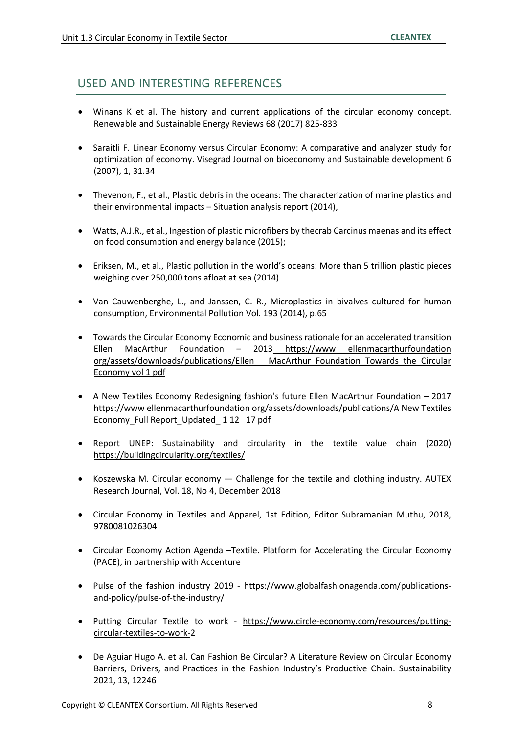## USED AND INTERESTING REFERENCES

- Winans K et al. The history and current applications of the circular economy concept. Renewable and Sustainable Energy Reviews 68 (2017) 825-833
- Saraitli F. Linear Economy versus Circular Economy: A comparative and analyzer study for optimization of economy. Visegrad Journal on bioeconomy and Sustainable development 6 (2007), 1, 31.34
- Thevenon, F., et al., Plastic debris in the oceans: The characterization of marine plastics and their environmental impacts – Situation analysis report (2014),
- Watts, A.J.R., et al., Ingestion of plastic microfibers by thecrab Carcinus maenas and its effect on food consumption and energy balance (2015);
- Eriksen, M., et al., Plastic pollution in the world's oceans: More than 5 trillion plastic pieces weighing over 250,000 tons afloat at sea (2014)
- Van Cauwenberghe, L., and Janssen, C. R., Microplastics in bivalves cultured for human consumption, Environmental Pollution Vol. 193 (2014), p.65
- Towards the Circular Economy Economic and business rationale for an accelerated transition Ellen MacArthur Foundation – 2013 https://www ellenmacarthurfoundation org/assets/downloads/publications/Ellen MacArthur Foundation Towards the Circular Economy vol 1 pdf
- A New Textiles Economy Redesigning fashion's future Ellen MacArthur Foundation – 2017 https://www ellenmacarthurfoundation org/assets/downloads/publications/A New Textiles Economy_Full Report_Updated_ 1 12 17 pdf
- Report UNEP: Sustainability and circularity in the textile value chain (2020) https://buildingcircularity.org/textiles/
- Koszewska M. Circular economy — Challenge for the textile and clothing industry. AUTEX Research Journal, Vol. 18, No 4, December 2018
- Circular Economy in Textiles and Apparel, 1st Edition, Editor Subramanian Muthu, 2018, 9780081026304
- Circular Economy Action Agenda –Textile. Platform for Accelerating the Circular Economy (PACE), in partnership with Accenture
- Pulse of the fashion industry 2019 - https://www.globalfashionagenda.com/publications-and-policy/pulse-of-the-industry/
- Putting Circular Textile to work - https://www.circle-economy.com/resources/putting-circular-textiles-to-work-2
- De Aguiar Hugo A. et al. Can Fashion Be Circular? A Literature Review on Circular Economy Barriers, Drivers, and Practices in the Fashion Industry's Productive Chain. Sustainability 2021, 13, 12246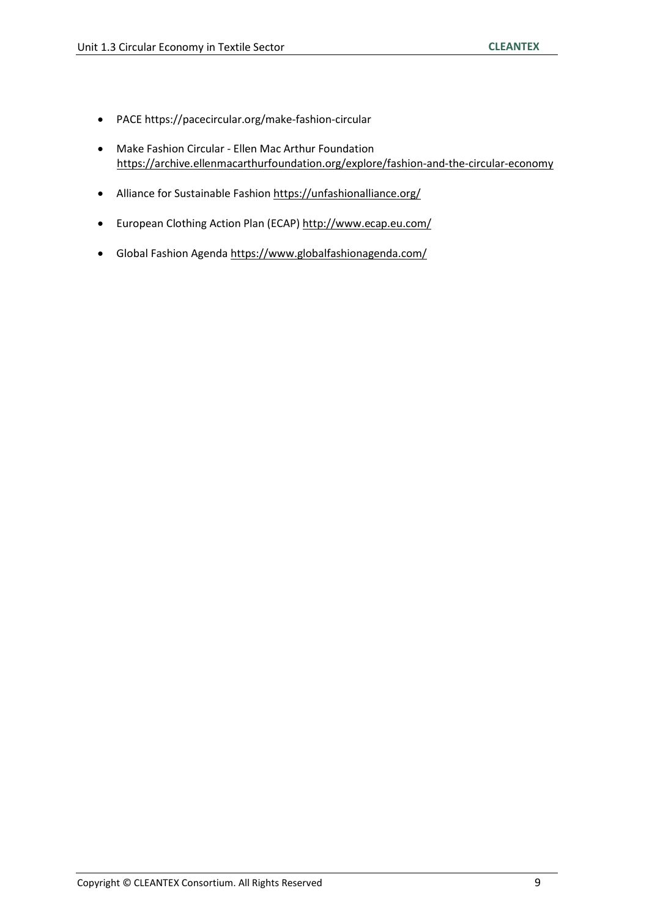- PACE https://pacecircular.org/make-fashion-circular
- Make Fashion Circular - Ellen Mac Arthur Foundation https://archive.ellenmacarthurfoundation.org/explore/fashion-and-the-circular-economy
- Alliance for Sustainable Fashion https://unfashionalliance.org/
- European Clothing Action Plan (ECAP) http://www.ecap.eu.com/
- Global Fashion Agenda https://www.globalfashionagenda.com/